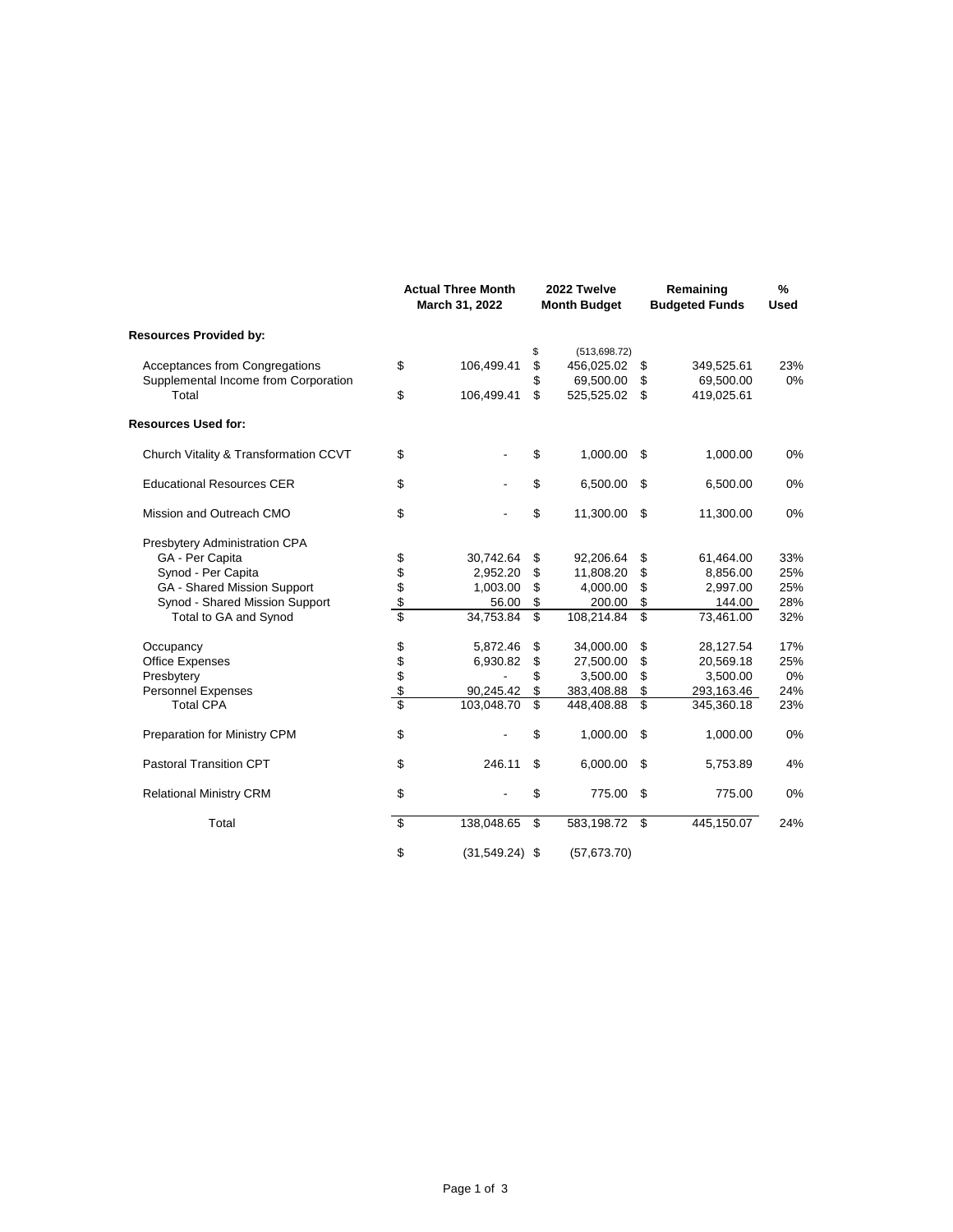| | Actual Three Month March 31, 2022 | 2022 Twelve Month Budget | Remaining Budgeted Funds | % Used |
|---|---|---|---|---|
| **Resources Provided by:** | | | | |
| | | $ (513,698.72) | | |
| Acceptances from Congregations | $ 106,499.41 | $ 456,025.02 | $ 349,525.61 | 23% |
| Supplemental Income from Corporation | | $ 69,500.00 | $ 69,500.00 | 0% |
| Total | $ 106,499.41 | $ 525,525.02 | $ 419,025.61 | |
| **Resources Used for:** | | | | |
| Church Vitality & Transformation CCVT | $ - | $ 1,000.00 | $ 1,000.00 | 0% |
| Educational Resources CER | $ - | $ 6,500.00 | $ 6,500.00 | 0% |
| Mission and Outreach CMO | $ - | $ 11,300.00 | $ 11,300.00 | 0% |
| Presbytery Administration CPA | | | | |
| GA - Per Capita | $ 30,742.64 | $ 92,206.64 | $ 61,464.00 | 33% |
| Synod - Per Capita | $ 2,952.20 | $ 11,808.20 | $ 8,856.00 | 25% |
| GA - Shared Mission Support | $ 1,003.00 | $ 4,000.00 | $ 2,997.00 | 25% |
| Synod - Shared Mission Support | $ 56.00 | $ 200.00 | $ 144.00 | 28% |
| Total to GA and Synod | $ 34,753.84 | $ 108,214.84 | $ 73,461.00 | 32% |
| Occupancy | $ 5,872.46 | $ 34,000.00 | $ 28,127.54 | 17% |
| Office Expenses | $ 6,930.82 | $ 27,500.00 | $ 20,569.18 | 25% |
| Presbytery | $ - | $ 3,500.00 | $ 3,500.00 | 0% |
| Personnel Expenses | $ 90,245.42 | $ 383,408.88 | $ 293,163.46 | 24% |
| Total CPA | $ 103,048.70 | $ 448,408.88 | $ 345,360.18 | 23% |
| Preparation for Ministry CPM | $ - | $ 1,000.00 | $ 1,000.00 | 0% |
| Pastoral Transition CPT | $ 246.11 | $ 6,000.00 | $ 5,753.89 | 4% |
| Relational Ministry CRM | $ - | $ 775.00 | $ 775.00 | 0% |
| Total | $ 138,048.65 | $ 583,198.72 | $ 445,150.07 | 24% |
| | $ (31,549.24) | $ (57,673.70) | | |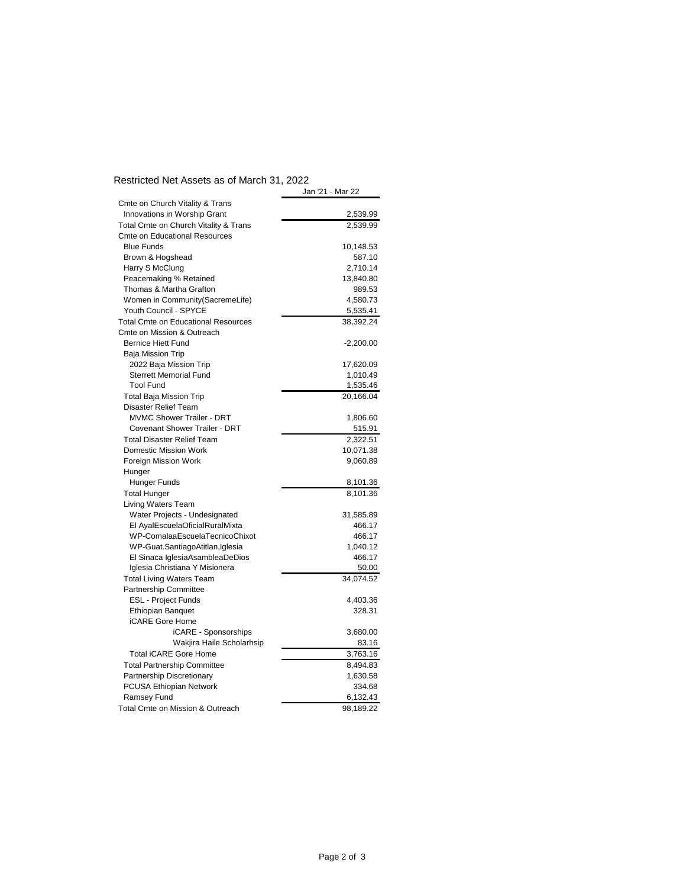## Restricted Net Assets as of March 31, 2022

| | Jan '21 - Mar 22 |
|---|---|
| Cmte on Church Vitality & Trans | |
| Innovations in Worship Grant | 2,539.99 |
| Total Cmte on Church Vitality & Trans | 2,539.99 |
| Cmte on Educational Resources | |
| Blue Funds | 10,148.53 |
| Brown & Hogshead | 587.10 |
| Harry S McClung | 2,710.14 |
| Peacemaking % Retained | 13,840.80 |
| Thomas & Martha Grafton | 989.53 |
| Women in Community(SacremeLife) | 4,580.73 |
| Youth Council - SPYCE | 5,535.41 |
| Total Cmte on Educational Resources | 38,392.24 |
| Cmte on Mission & Outreach | |
| Bernice Hiett Fund | -2,200.00 |
| Baja Mission Trip | |
| 2022 Baja Mission Trip | 17,620.09 |
| Sterrett Memorial Fund | 1,010.49 |
| Tool Fund | 1,535.46 |
| Total Baja Mission Trip | 20,166.04 |
| Disaster Relief Team | |
| MVMC Shower Trailer - DRT | 1,806.60 |
| Covenant Shower Trailer - DRT | 515.91 |
| Total Disaster Relief Team | 2,322.51 |
| Domestic Mission Work | 10,071.38 |
| Foreign Mission Work | 9,060.89 |
| Hunger | |
| Hunger Funds | 8,101.36 |
| Total Hunger | 8,101.36 |
| Living Waters Team | |
| Water Projects - Undesignated | 31,585.89 |
| El AyalEscuelaOficialRuralMixta | 466.17 |
| WP-ComalaaEscuelaTecnicoChixot | 466.17 |
| WP-Guat.SantiagoAtitlan,Iglesia | 1,040.12 |
| El Sinaca IglesiaAsambleaDeDios | 466.17 |
| Iglesia Christiana Y Misionera | 50.00 |
| Total Living Waters Team | 34,074.52 |
| Partnership Committee | |
| ESL - Project Funds | 4,403.36 |
| Ethiopian Banquet | 328.31 |
| iCARE Gore Home | |
| iCARE - Sponsorships | 3,680.00 |
| Wakjira Haile Scholarhsip | 83.16 |
| Total iCARE Gore Home | 3,763.16 |
| Total Partnership Committee | 8,494.83 |
| Partnership Discretionary | 1,630.58 |
| PCUSA Ethiopian Network | 334.68 |
| Ramsey Fund | 6,132.43 |
| Total Cmte on Mission & Outreach | 98,189.22 |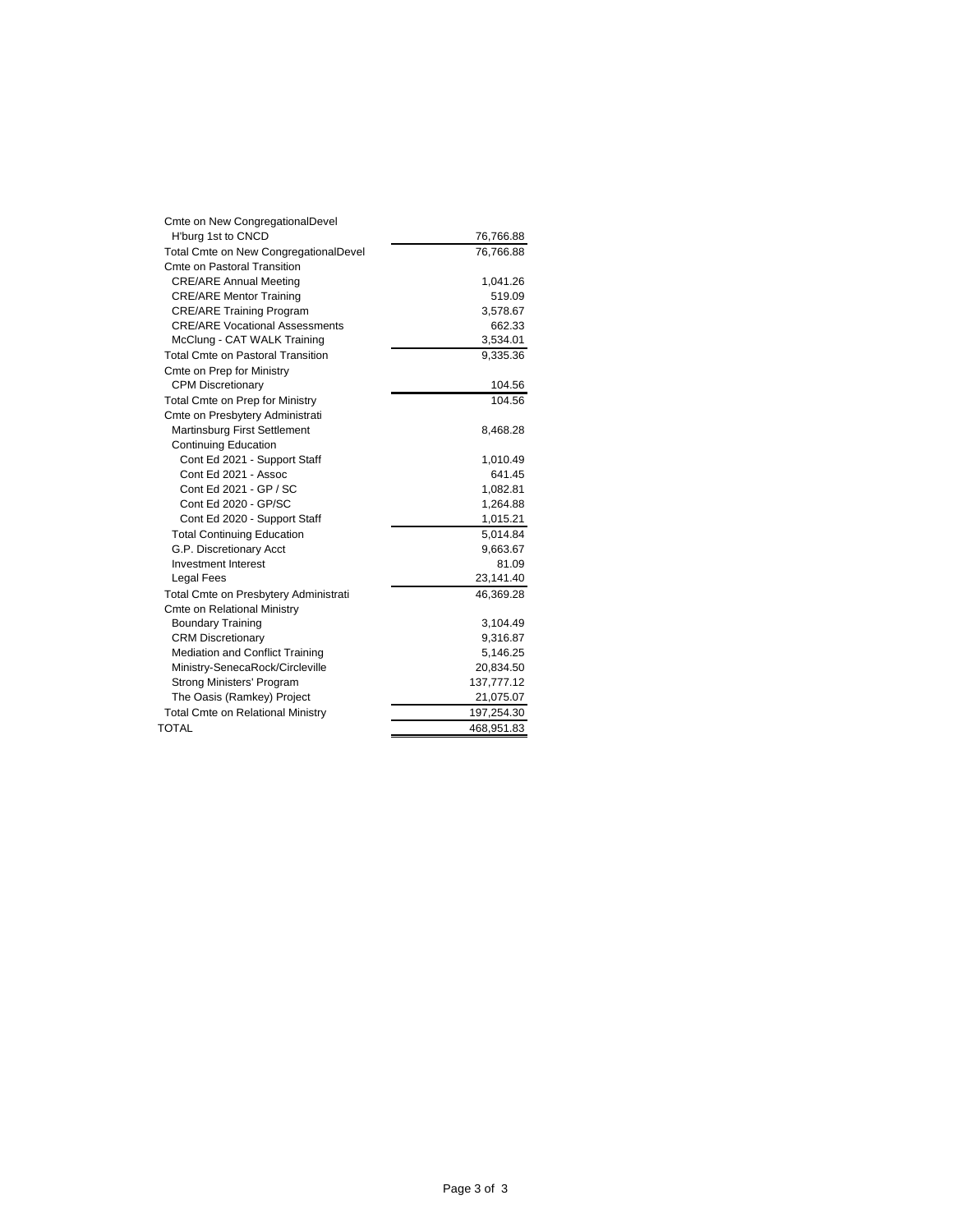| | |
|---|---|
| Cmte on New CongregationalDevel | |
| H'burg 1st to CNCD | 76,766.88 |
| Total Cmte on New CongregationalDevel | 76,766.88 |
| Cmte on Pastoral Transition | |
| CRE/ARE Annual Meeting | 1,041.26 |
| CRE/ARE Mentor Training | 519.09 |
| CRE/ARE Training Program | 3,578.67 |
| CRE/ARE Vocational Assessments | 662.33 |
| McClung - CAT WALK Training | 3,534.01 |
| Total Cmte on Pastoral Transition | 9,335.36 |
| Cmte on Prep for Ministry | |
| CPM Discretionary | 104.56 |
| Total Cmte on Prep for Ministry | 104.56 |
| Cmte on Presbytery Administrati | |
| Martinsburg First Settlement | 8,468.28 |
| Continuing Education | |
| Cont Ed 2021 - Support Staff | 1,010.49 |
| Cont Ed 2021 - Assoc | 641.45 |
| Cont Ed 2021 - GP / SC | 1,082.81 |
| Cont Ed 2020 - GP/SC | 1,264.88 |
| Cont Ed 2020 - Support Staff | 1,015.21 |
| Total Continuing Education | 5,014.84 |
| G.P. Discretionary Acct | 9,663.67 |
| Investment Interest | 81.09 |
| Legal Fees | 23,141.40 |
| Total Cmte on Presbytery Administrati | 46,369.28 |
| Cmte on Relational Ministry | |
| Boundary Training | 3,104.49 |
| CRM Discretionary | 9,316.87 |
| Mediation and Conflict Training | 5,146.25 |
| Ministry-SenecaRock/Circleville | 20,834.50 |
| Strong Ministers' Program | 137,777.12 |
| The Oasis (Ramkey) Project | 21,075.07 |
| Total Cmte on Relational Ministry | 197,254.30 |
| TOTAL | 468,951.83 |